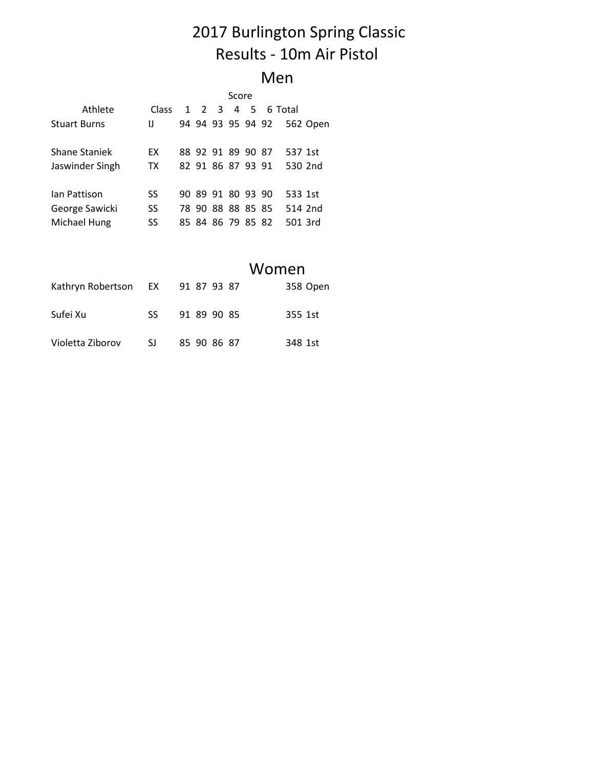# 2017 Burlington Spring Classic

# Results - 10m Air Pistol

## Men

| Athlete | Class | 1 | 2 | 3 | 4 | 5 | 6 | Total | |
|---|---|---|---|---|---|---|---|---|---|
| Stuart Burns | IJ | 94 | 94 | 93 | 95 | 94 | 92 | 562 | Open |
| | | | | | | | | | |
| Shane Staniek | EX | 88 | 92 | 91 | 89 | 90 | 87 | 537 | 1st |
| Jaswinder Singh | TX | 82 | 91 | 86 | 87 | 93 | 91 | 530 | 2nd |
| | | | | | | | | | |
| Ian Pattison | SS | 90 | 89 | 91 | 80 | 93 | 90 | 533 | 1st |
| George Sawicki | SS | 78 | 90 | 88 | 88 | 85 | 85 | 514 | 2nd |
| Michael Hung | SS | 85 | 84 | 86 | 79 | 85 | 82 | 501 | 3rd |

## Women

| Athlete | Class | 1 | 2 | 3 | 4 | 5 | 6 | Total | |
|---|---|---|---|---|---|---|---|---|---|
| Kathryn Robertson | EX | 91 | 87 | 93 | 87 | | | 358 | Open |
| | | | | | | | | | |
| Sufei Xu | SS | 91 | 89 | 90 | 85 | | | 355 | 1st |
| | | | | | | | | | |
| Violetta Ziborov | SJ | 85 | 90 | 86 | 87 | | | 348 | 1st |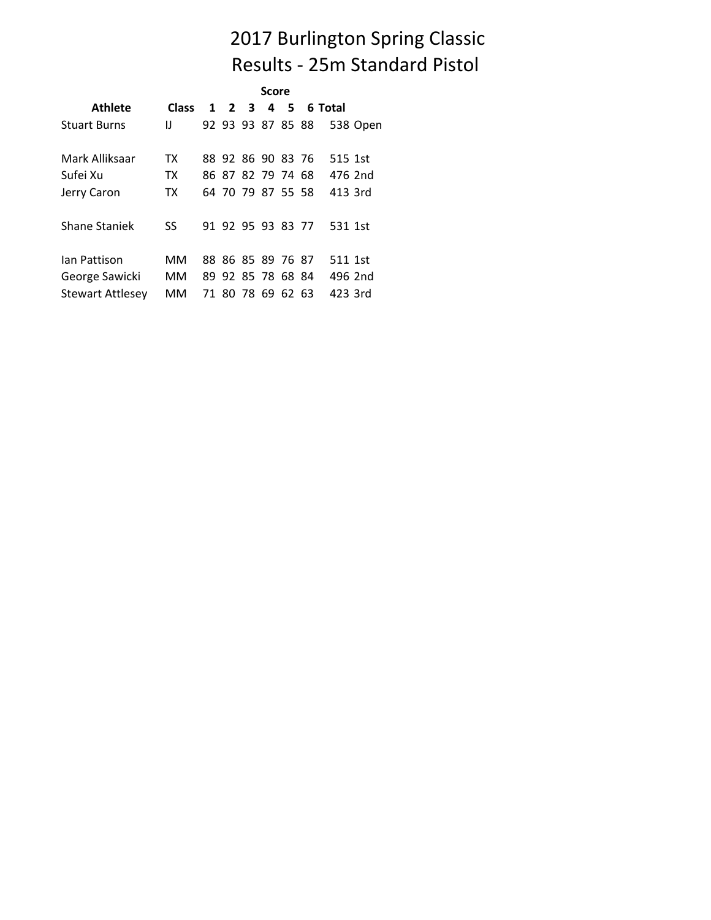# 2017 Burlington Spring Classic

## Results - 25m Standard Pistol

| Athlete | Class | Score 1 | 2 | 3 | 4 | 5 | 6 | Total | |
|---|---|---|---|---|---|---|---|---|---|
| Stuart Burns | IJ | 92 | 93 | 93 | 87 | 85 | 88 | 538 | Open |
| | | | | | | | | | |
| Mark Alliksaar | TX | 88 | 92 | 86 | 90 | 83 | 76 | 515 | 1st |
| Sufei Xu | TX | 86 | 87 | 82 | 79 | 74 | 68 | 476 | 2nd |
| Jerry Caron | TX | 64 | 70 | 79 | 87 | 55 | 58 | 413 | 3rd |
| | | | | | | | | | |
| Shane Staniek | SS | 91 | 92 | 95 | 93 | 83 | 77 | 531 | 1st |
| | | | | | | | | | |
| Ian Pattison | MM | 88 | 86 | 85 | 89 | 76 | 87 | 511 | 1st |
| George Sawicki | MM | 89 | 92 | 85 | 78 | 68 | 84 | 496 | 2nd |
| Stewart Attlesey | MM | 71 | 80 | 78 | 69 | 62 | 63 | 423 | 3rd |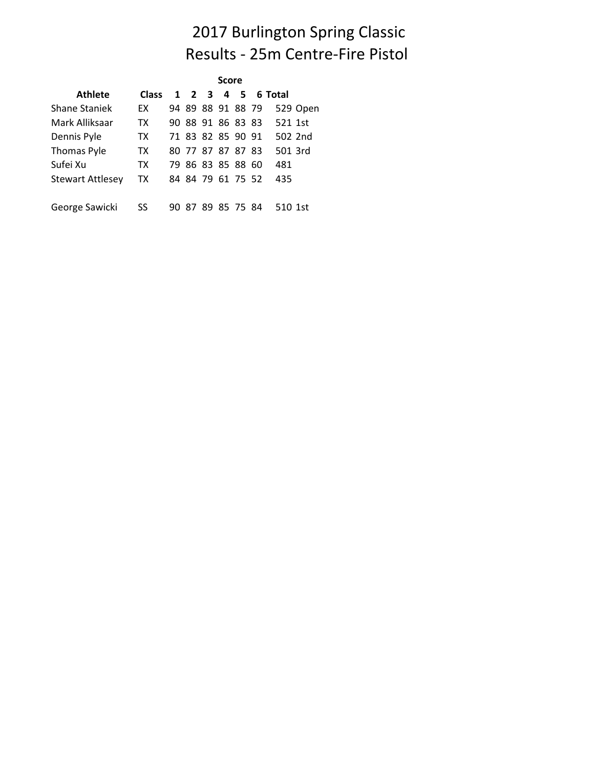# 2017 Burlington Spring Classic
# Results - 25m Centre-Fire Pistol

| Athlete | Class | Score 1 | 2 | 3 | 4 | 5 | 6 | Total | |
|---|---|---|---|---|---|---|---|---|---|
| Shane Staniek | EX | 94 | 89 | 88 | 91 | 88 | 79 | 529 | Open |
| Mark Alliksaar | TX | 90 | 88 | 91 | 86 | 83 | 83 | 521 | 1st |
| Dennis Pyle | TX | 71 | 83 | 82 | 85 | 90 | 91 | 502 | 2nd |
| Thomas Pyle | TX | 80 | 77 | 87 | 87 | 87 | 83 | 501 | 3rd |
| Sufei Xu | TX | 79 | 86 | 83 | 85 | 88 | 60 | 481 | |
| Stewart Attlesey | TX | 84 | 84 | 79 | 61 | 75 | 52 | 435 | |
| | | | | | | | | | |
| George Sawicki | SS | 90 | 87 | 89 | 85 | 75 | 84 | 510 | 1st |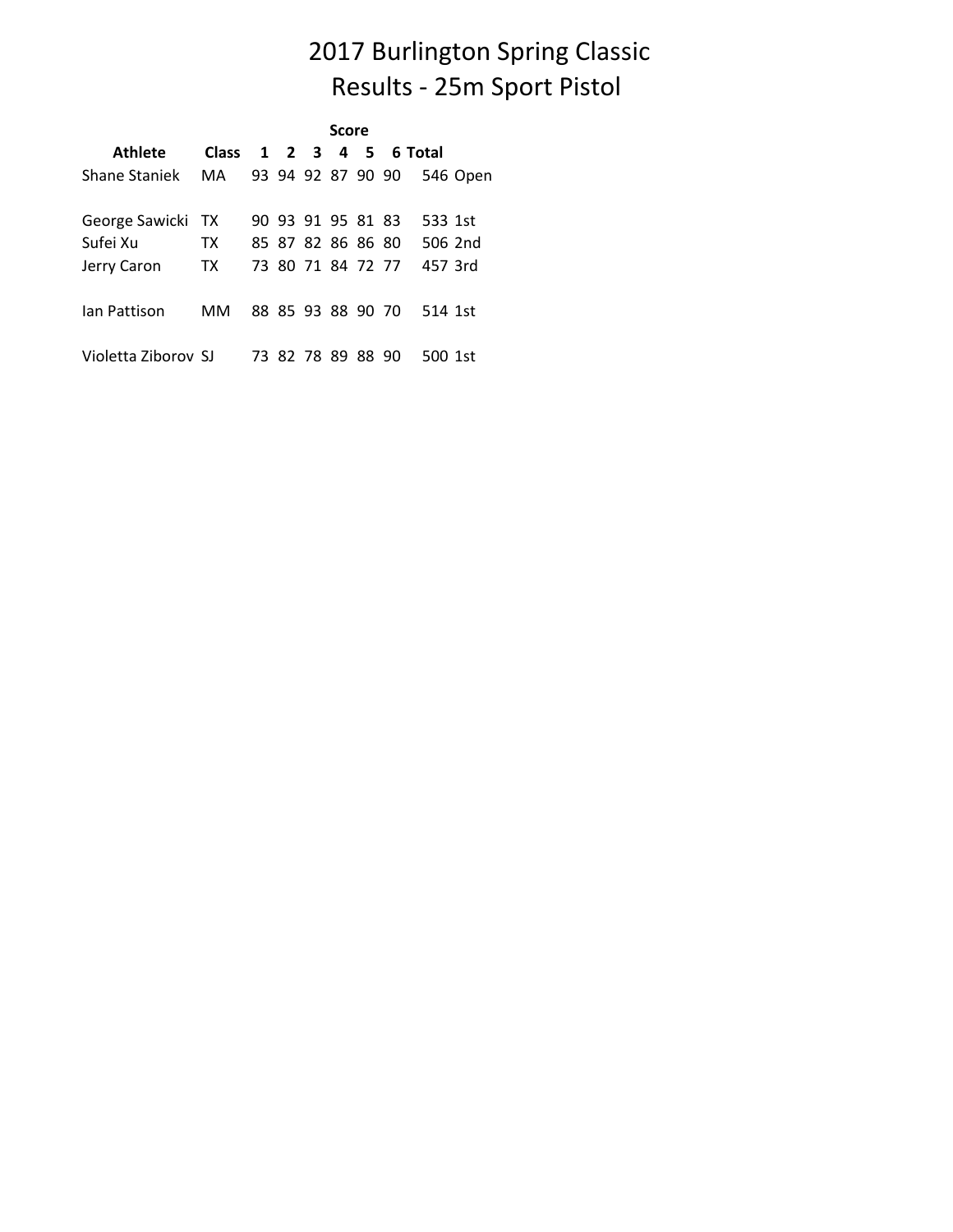# 2017 Burlington Spring Classic
## Results - 25m Sport Pistol

| Athlete | Class | Score 1 | 2 | 3 | 4 | 5 | 6 | Total | |
|---|---|---|---|---|---|---|---|---|---|
| Shane Staniek | MA | 93 | 94 | 92 | 87 | 90 | 90 | 546 | Open |
| | | | | | | | | | |
| George Sawicki | TX | 90 | 93 | 91 | 95 | 81 | 83 | 533 | 1st |
| Sufei Xu | TX | 85 | 87 | 82 | 86 | 86 | 80 | 506 | 2nd |
| Jerry Caron | TX | 73 | 80 | 71 | 84 | 72 | 77 | 457 | 3rd |
| | | | | | | | | | |
| Ian Pattison | MM | 88 | 85 | 93 | 88 | 90 | 70 | 514 | 1st |
| | | | | | | | | | |
| Violetta Ziborov | SJ | 73 | 82 | 78 | 89 | 88 | 90 | 500 | 1st |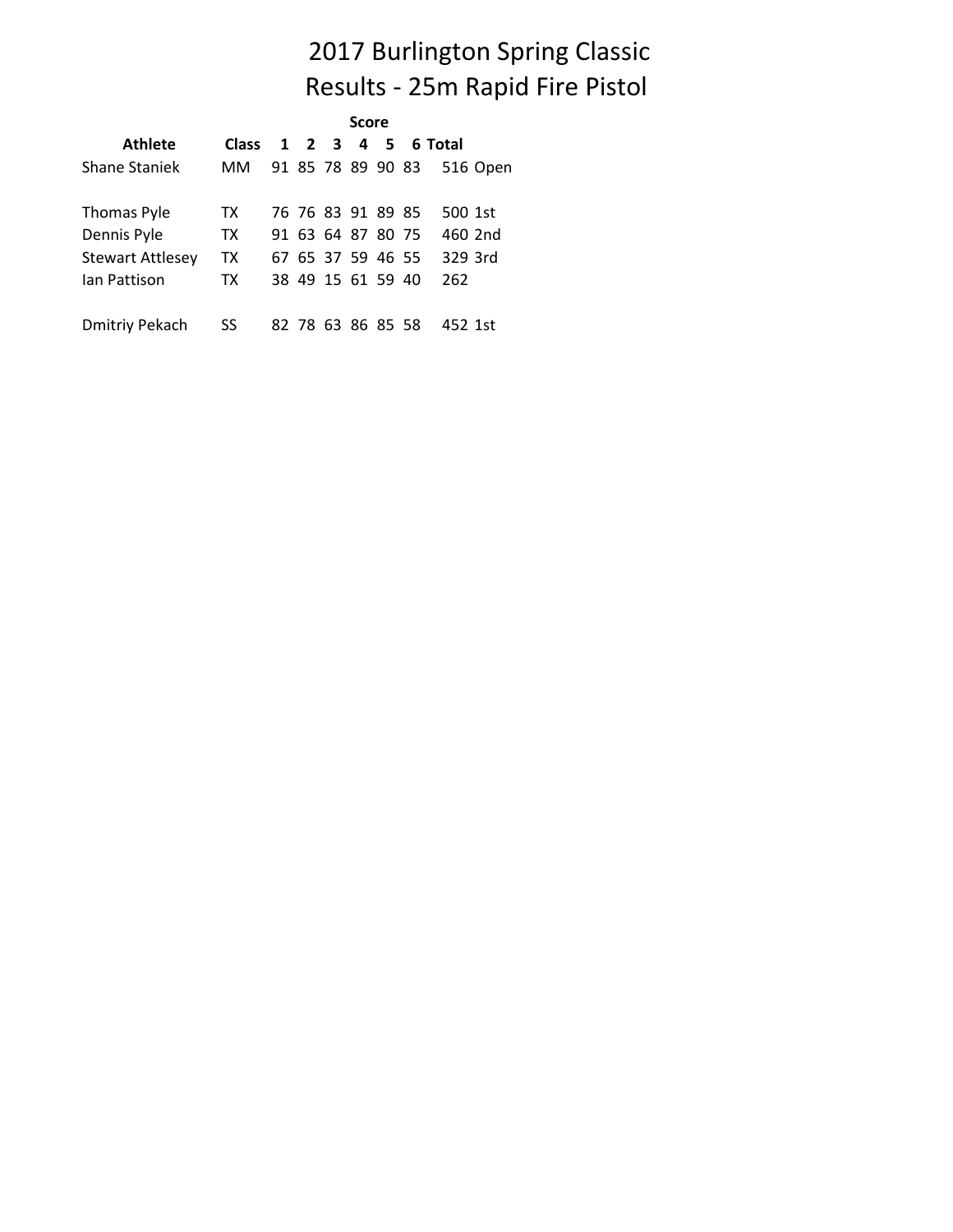# 2017 Burlington Spring Classic
# Results - 25m Rapid Fire Pistol

| Athlete | Class | Score 1 | 2 | 3 | 4 | 5 | 6 | Total | |
|---|---|---|---|---|---|---|---|---|---|
| Shane Staniek | MM | 91 | 85 | 78 | 89 | 90 | 83 | 516 | Open |
| | | | | | | | | | |
| Thomas Pyle | TX | 76 | 76 | 83 | 91 | 89 | 85 | 500 | 1st |
| Dennis Pyle | TX | 91 | 63 | 64 | 87 | 80 | 75 | 460 | 2nd |
| Stewart Attlesey | TX | 67 | 65 | 37 | 59 | 46 | 55 | 329 | 3rd |
| Ian Pattison | TX | 38 | 49 | 15 | 61 | 59 | 40 | 262 | |
| | | | | | | | | | |
| Dmitriy Pekach | SS | 82 | 78 | 63 | 86 | 85 | 58 | 452 | 1st |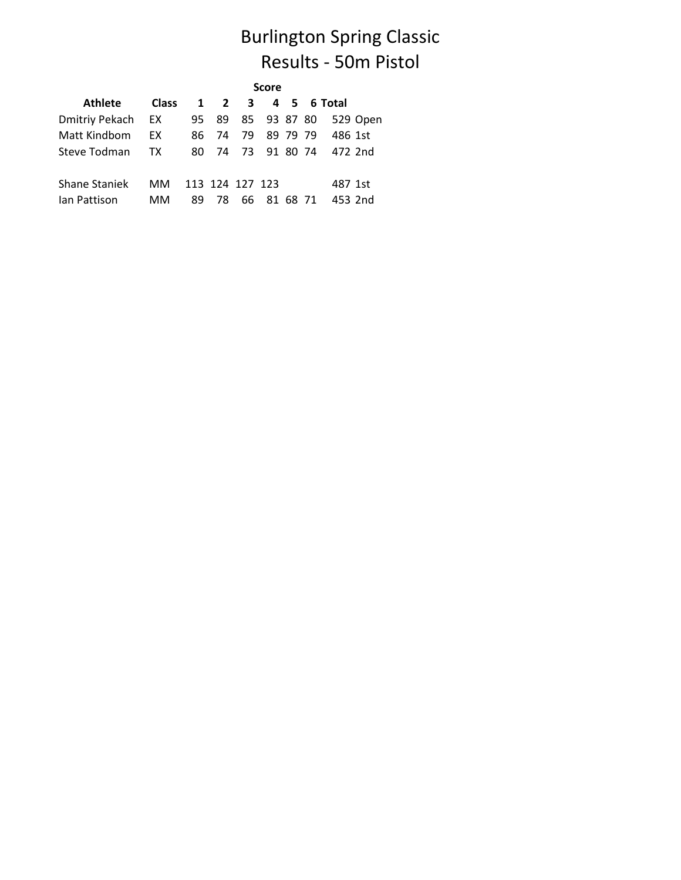# Burlington Spring Classic
# Results - 50m Pistol

| Athlete | Class | Score 1 | 2 | 3 | 4 | 5 | 6 | Total | |
|---|---|---|---|---|---|---|---|---|---|
| Dmitriy Pekach | EX | 95 | 89 | 85 | 93 | 87 | 80 | 529 | Open |
| Matt Kindbom | EX | 86 | 74 | 79 | 89 | 79 | 79 | 486 | 1st |
| Steve Todman | TX | 80 | 74 | 73 | 91 | 80 | 74 | 472 | 2nd |
| | | | | | | | | | |
| Shane Staniek | MM | 113 | 124 | 127 | 123 | | | 487 | 1st |
| Ian Pattison | MM | 89 | 78 | 66 | 81 | 68 | 71 | 453 | 2nd |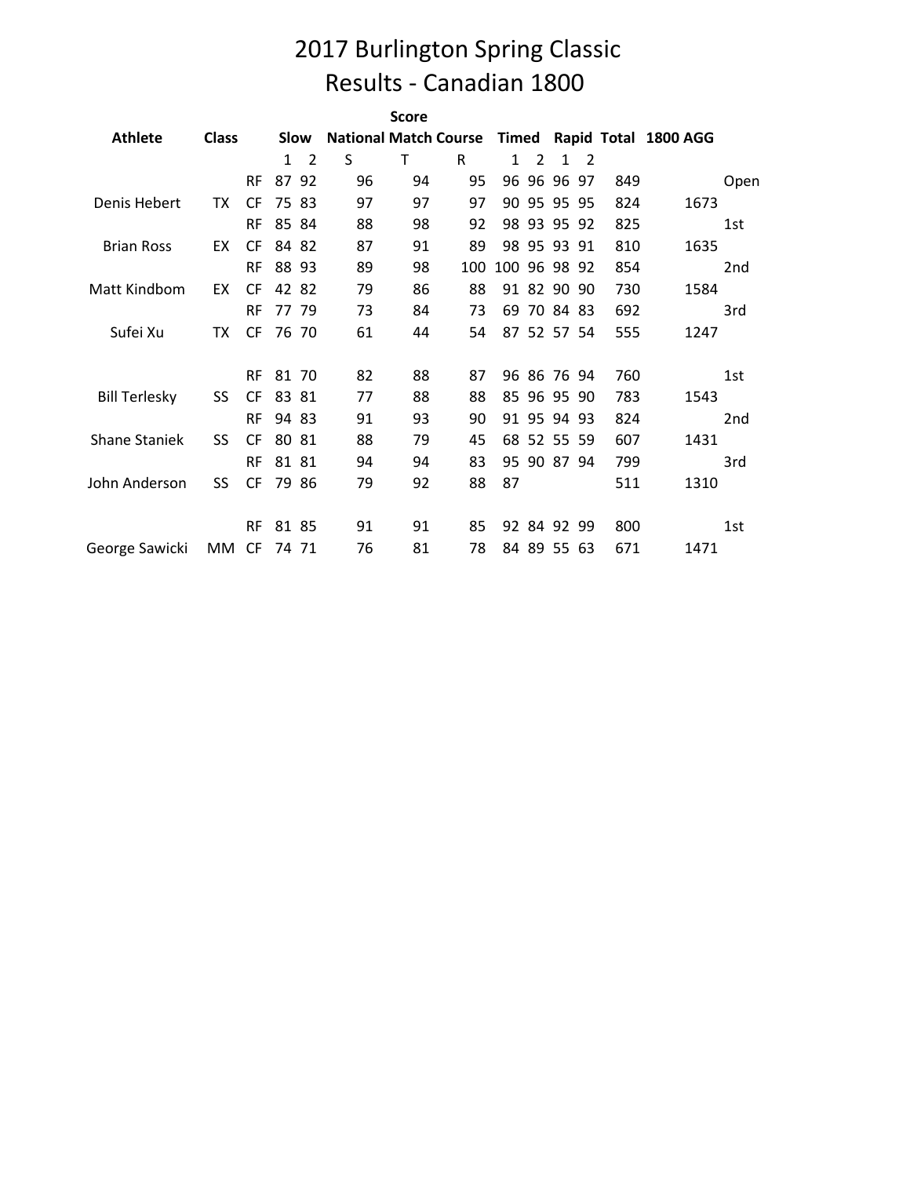# 2017 Burlington Spring Classic
## Results - Canadian 1800

| Athlete | Class | | Slow | | National Match Course | | | Timed | | Rapid | | Total | 1800 AGG | |
|---|---|---|---|---|---|---|---|---|---|---|---|---|---|---|
| | | | 1 | 2 | S | T | R | 1 | 2 | 1 | 2 | | | |
| | | RF | 87 | 92 | 96 | 94 | 95 | 96 | 96 | 96 | 97 | 849 | | Open |
| Denis Hebert | TX | CF | 75 | 83 | 97 | 97 | 97 | 90 | 95 | 95 | 95 | 824 | 1673 | |
| | | RF | 85 | 84 | 88 | 98 | 92 | 98 | 93 | 95 | 92 | 825 | | 1st |
| Brian Ross | EX | CF | 84 | 82 | 87 | 91 | 89 | 98 | 95 | 93 | 91 | 810 | 1635 | |
| | | RF | 88 | 93 | 89 | 98 | 100 | 100 | 96 | 98 | 92 | 854 | | 2nd |
| Matt Kindbom | EX | CF | 42 | 82 | 79 | 86 | 88 | 91 | 82 | 90 | 90 | 730 | 1584 | |
| | | RF | 77 | 79 | 73 | 84 | 73 | 69 | 70 | 84 | 83 | 692 | | 3rd |
| Sufei Xu | TX | CF | 76 | 70 | 61 | 44 | 54 | 87 | 52 | 57 | 54 | 555 | 1247 | |
| | | | | | | | | | | | | | | |
| | | RF | 81 | 70 | 82 | 88 | 87 | 96 | 86 | 76 | 94 | 760 | | 1st |
| Bill Terlesky | SS | CF | 83 | 81 | 77 | 88 | 88 | 85 | 96 | 95 | 90 | 783 | 1543 | |
| | | RF | 94 | 83 | 91 | 93 | 90 | 91 | 95 | 94 | 93 | 824 | | 2nd |
| Shane Staniek | SS | CF | 80 | 81 | 88 | 79 | 45 | 68 | 52 | 55 | 59 | 607 | 1431 | |
| | | RF | 81 | 81 | 94 | 94 | 83 | 95 | 90 | 87 | 94 | 799 | | 3rd |
| John Anderson | SS | CF | 79 | 86 | 79 | 92 | 88 | 87 | | | | 511 | 1310 | |
| | | | | | | | | | | | | | | |
| | | RF | 81 | 85 | 91 | 91 | 85 | 92 | 84 | 92 | 99 | 800 | | 1st |
| George Sawicki | MM | CF | 74 | 71 | 76 | 81 | 78 | 84 | 89 | 55 | 63 | 671 | 1471 | |